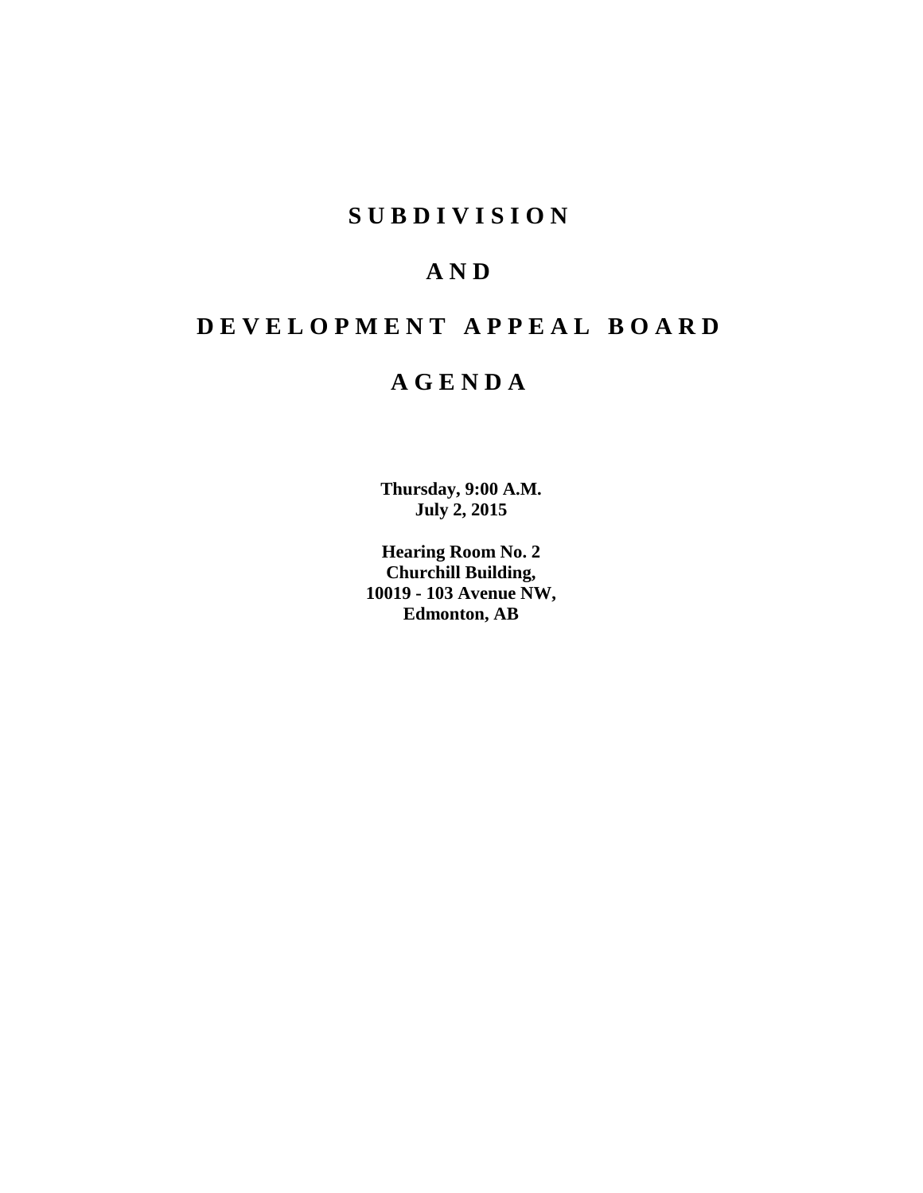# SUBDIVISION

# AND

# DEVELOPMENT APPEAL BOARD

# AGENDA

**Thursday, 9:00 A.M.**
**July 2, 2015**

**Hearing Room No. 2**
**Churchill Building,**
**10019 - 103 Avenue NW,**
**Edmonton, AB**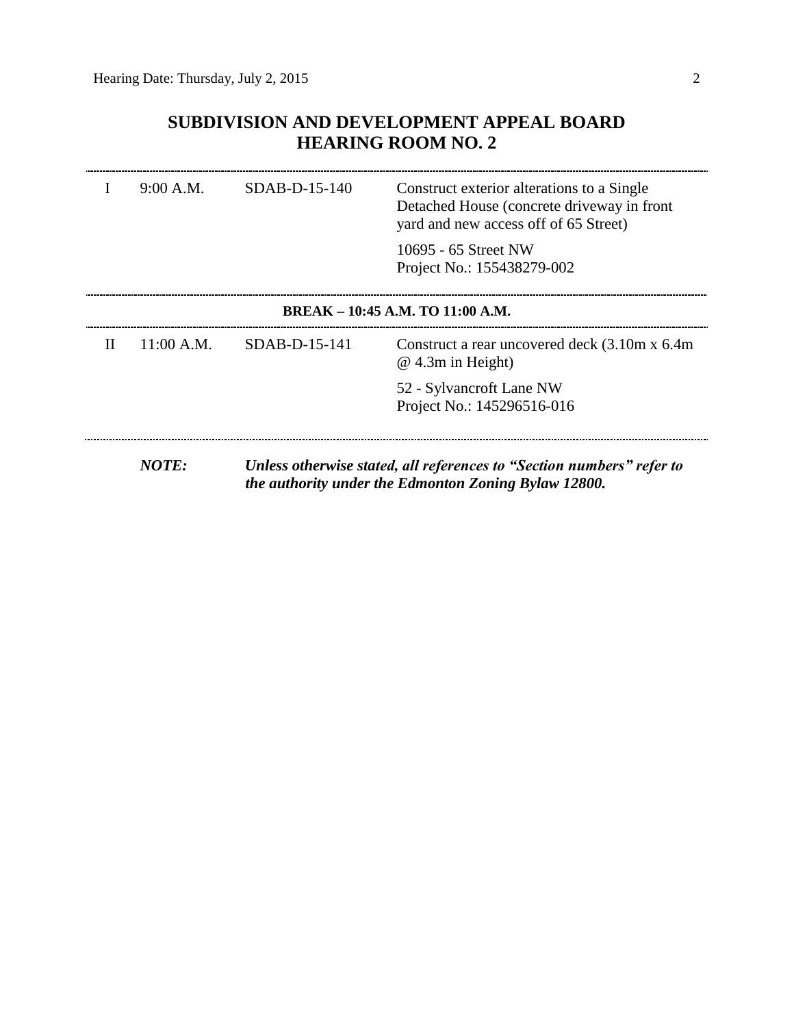# SUBDIVISION AND DEVELOPMENT APPEAL BOARD
# HEARING ROOM NO. 2

| | | | |
|---|---|---|---|
| I | 9:00 A.M. | SDAB-D-15-140 | Construct exterior alterations to a Single Detached House (concrete driveway in front yard and new access off of 65 Street)<br><br>10695 - 65 Street NW<br>Project No.: 155438279-002 |

**BREAK – 10:45 A.M. TO 11:00 A.M.**

| | | | |
|---|---|---|---|
| II | 11:00 A.M. | SDAB-D-15-141 | Construct a rear uncovered deck (3.10m x 6.4m @ 4.3m in Height)<br><br>52 - Sylvancroft Lane NW<br>Project No.: 145296516-016 |

***NOTE:*** ***Unless otherwise stated, all references to "Section numbers" refer to the authority under the Edmonton Zoning Bylaw 12800.***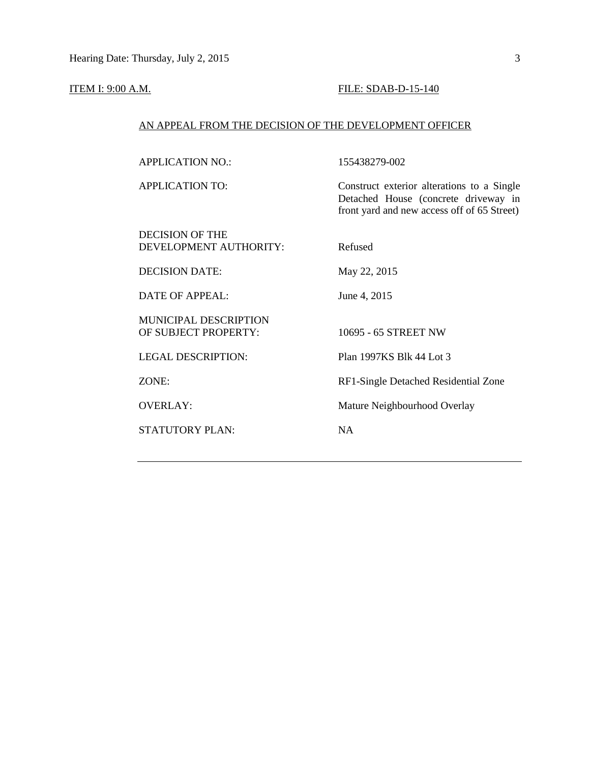ITEM I: 9:00 A.M. FILE: SDAB-D-15-140

AN APPEAL FROM THE DECISION OF THE DEVELOPMENT OFFICER

| | |
|---|---|
| APPLICATION NO.: | 155438279-002 |
| APPLICATION TO: | Construct exterior alterations to a Single Detached House (concrete driveway in front yard and new access off of 65 Street) |
| DECISION OF THE DEVELOPMENT AUTHORITY: | Refused |
| DECISION DATE: | May 22, 2015 |
| DATE OF APPEAL: | June 4, 2015 |
| MUNICIPAL DESCRIPTION OF SUBJECT PROPERTY: | 10695 - 65 STREET NW |
| LEGAL DESCRIPTION: | Plan 1997KS Blk 44 Lot 3 |
| ZONE: | RF1-Single Detached Residential Zone |
| OVERLAY: | Mature Neighbourhood Overlay |
| STATUTORY PLAN: | NA |

---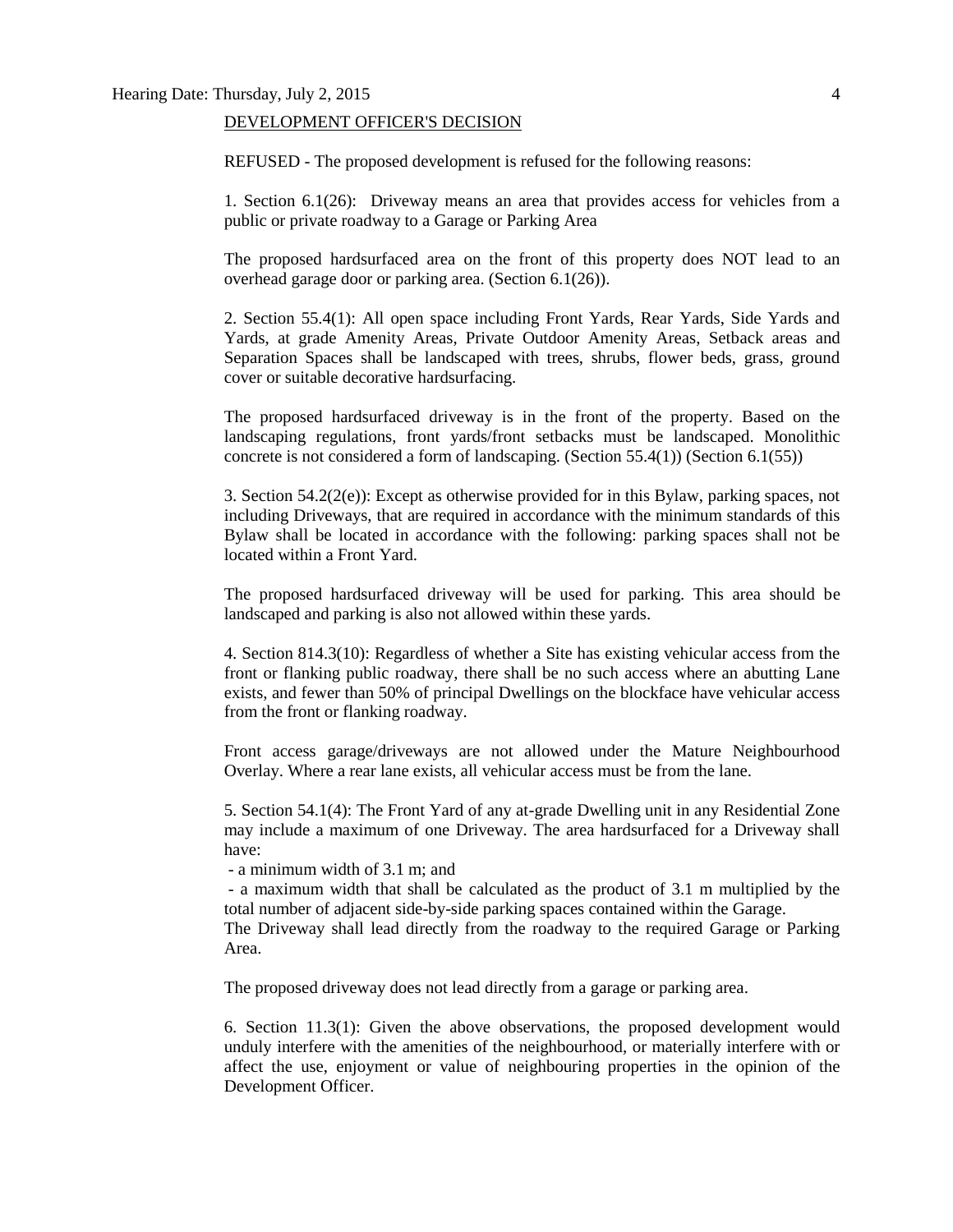DEVELOPMENT OFFICER'S DECISION

REFUSED - The proposed development is refused for the following reasons:

1. Section 6.1(26): Driveway means an area that provides access for vehicles from a public or private roadway to a Garage or Parking Area

The proposed hardsurfaced area on the front of this property does NOT lead to an overhead garage door or parking area. (Section 6.1(26)).

2. Section 55.4(1): All open space including Front Yards, Rear Yards, Side Yards and Yards, at grade Amenity Areas, Private Outdoor Amenity Areas, Setback areas and Separation Spaces shall be landscaped with trees, shrubs, flower beds, grass, ground cover or suitable decorative hardsurfacing.

The proposed hardsurfaced driveway is in the front of the property. Based on the landscaping regulations, front yards/front setbacks must be landscaped. Monolithic concrete is not considered a form of landscaping. (Section 55.4(1)) (Section 6.1(55))

3. Section 54.2(2(e)): Except as otherwise provided for in this Bylaw, parking spaces, not including Driveways, that are required in accordance with the minimum standards of this Bylaw shall be located in accordance with the following: parking spaces shall not be located within a Front Yard.

The proposed hardsurfaced driveway will be used for parking. This area should be landscaped and parking is also not allowed within these yards.

4. Section 814.3(10): Regardless of whether a Site has existing vehicular access from the front or flanking public roadway, there shall be no such access where an abutting Lane exists, and fewer than 50% of principal Dwellings on the blockface have vehicular access from the front or flanking roadway.

Front access garage/driveways are not allowed under the Mature Neighbourhood Overlay. Where a rear lane exists, all vehicular access must be from the lane.

5. Section 54.1(4): The Front Yard of any at-grade Dwelling unit in any Residential Zone may include a maximum of one Driveway. The area hardsurfaced for a Driveway shall have:

- a minimum width of 3.1 m; and
- a maximum width that shall be calculated as the product of 3.1 m multiplied by the total number of adjacent side-by-side parking spaces contained within the Garage.

The Driveway shall lead directly from the roadway to the required Garage or Parking Area.

The proposed driveway does not lead directly from a garage or parking area.

6. Section 11.3(1): Given the above observations, the proposed development would unduly interfere with the amenities of the neighbourhood, or materially interfere with or affect the use, enjoyment or value of neighbouring properties in the opinion of the Development Officer.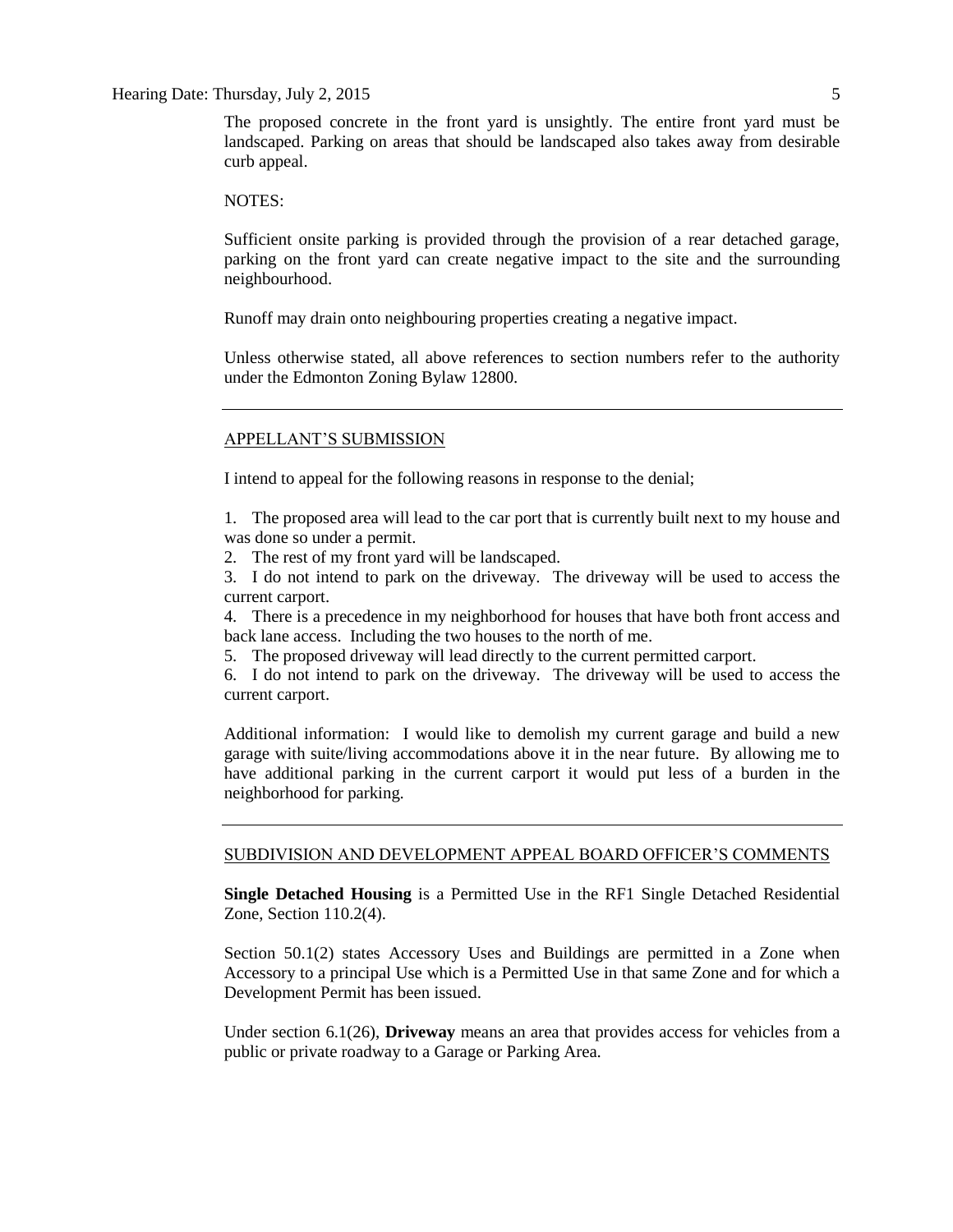The proposed concrete in the front yard is unsightly. The entire front yard must be landscaped. Parking on areas that should be landscaped also takes away from desirable curb appeal.

NOTES:

Sufficient onsite parking is provided through the provision of a rear detached garage, parking on the front yard can create negative impact to the site and the surrounding neighbourhood.

Runoff may drain onto neighbouring properties creating a negative impact.

Unless otherwise stated, all above references to section numbers refer to the authority under the Edmonton Zoning Bylaw 12800.

---

## APPELLANT'S SUBMISSION

I intend to appeal for the following reasons in response to the denial;

1. The proposed area will lead to the car port that is currently built next to my house and was done so under a permit.
2. The rest of my front yard will be landscaped.
3. I do not intend to park on the driveway. The driveway will be used to access the current carport.
4. There is a precedence in my neighborhood for houses that have both front access and back lane access. Including the two houses to the north of me.
5. The proposed driveway will lead directly to the current permitted carport.
6. I do not intend to park on the driveway. The driveway will be used to access the current carport.

Additional information: I would like to demolish my current garage and build a new garage with suite/living accommodations above it in the near future. By allowing me to have additional parking in the current carport it would put less of a burden in the neighborhood for parking.

---

## SUBDIVISION AND DEVELOPMENT APPEAL BOARD OFFICER'S COMMENTS

**Single Detached Housing** is a Permitted Use in the RF1 Single Detached Residential Zone, Section 110.2(4).

Section 50.1(2) states Accessory Uses and Buildings are permitted in a Zone when Accessory to a principal Use which is a Permitted Use in that same Zone and for which a Development Permit has been issued.

Under section 6.1(26), **Driveway** means an area that provides access for vehicles from a public or private roadway to a Garage or Parking Area.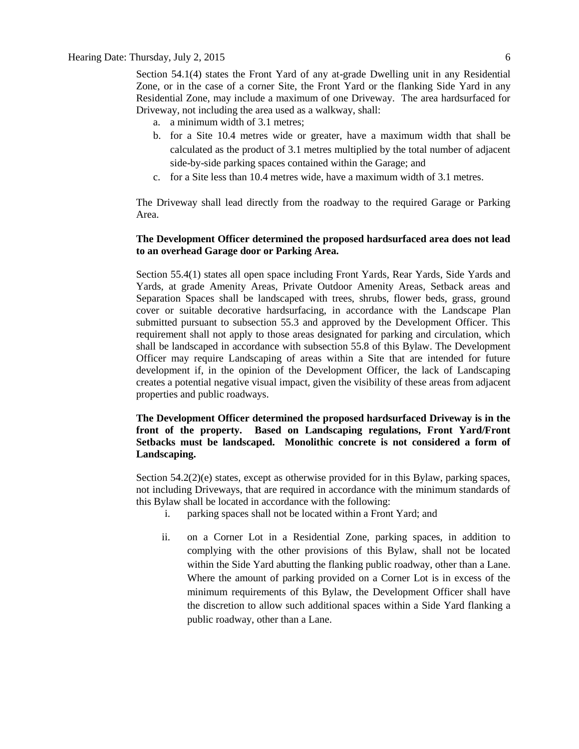Section 54.1(4) states the Front Yard of any at-grade Dwelling unit in any Residential Zone, or in the case of a corner Site, the Front Yard or the flanking Side Yard in any Residential Zone, may include a maximum of one Driveway. The area hardsurfaced for Driveway, not including the area used as a walkway, shall:

a. a minimum width of 3.1 metres;
b. for a Site 10.4 metres wide or greater, have a maximum width that shall be calculated as the product of 3.1 metres multiplied by the total number of adjacent side-by-side parking spaces contained within the Garage; and
c. for a Site less than 10.4 metres wide, have a maximum width of 3.1 metres.

The Driveway shall lead directly from the roadway to the required Garage or Parking Area.

**The Development Officer determined the proposed hardsurfaced area does not lead to an overhead Garage door or Parking Area.**

Section 55.4(1) states all open space including Front Yards, Rear Yards, Side Yards and Yards, at grade Amenity Areas, Private Outdoor Amenity Areas, Setback areas and Separation Spaces shall be landscaped with trees, shrubs, flower beds, grass, ground cover or suitable decorative hardsurfacing, in accordance with the Landscape Plan submitted pursuant to subsection 55.3 and approved by the Development Officer. This requirement shall not apply to those areas designated for parking and circulation, which shall be landscaped in accordance with subsection 55.8 of this Bylaw. The Development Officer may require Landscaping of areas within a Site that are intended for future development if, in the opinion of the Development Officer, the lack of Landscaping creates a potential negative visual impact, given the visibility of these areas from adjacent properties and public roadways.

**The Development Officer determined the proposed hardsurfaced Driveway is in the front of the property. Based on Landscaping regulations, Front Yard/Front Setbacks must be landscaped. Monolithic concrete is not considered a form of Landscaping.**

Section 54.2(2)(e) states, except as otherwise provided for in this Bylaw, parking spaces, not including Driveways, that are required in accordance with the minimum standards of this Bylaw shall be located in accordance with the following:

i. parking spaces shall not be located within a Front Yard; and
ii. on a Corner Lot in a Residential Zone, parking spaces, in addition to complying with the other provisions of this Bylaw, shall not be located within the Side Yard abutting the flanking public roadway, other than a Lane. Where the amount of parking provided on a Corner Lot is in excess of the minimum requirements of this Bylaw, the Development Officer shall have the discretion to allow such additional spaces within a Side Yard flanking a public roadway, other than a Lane.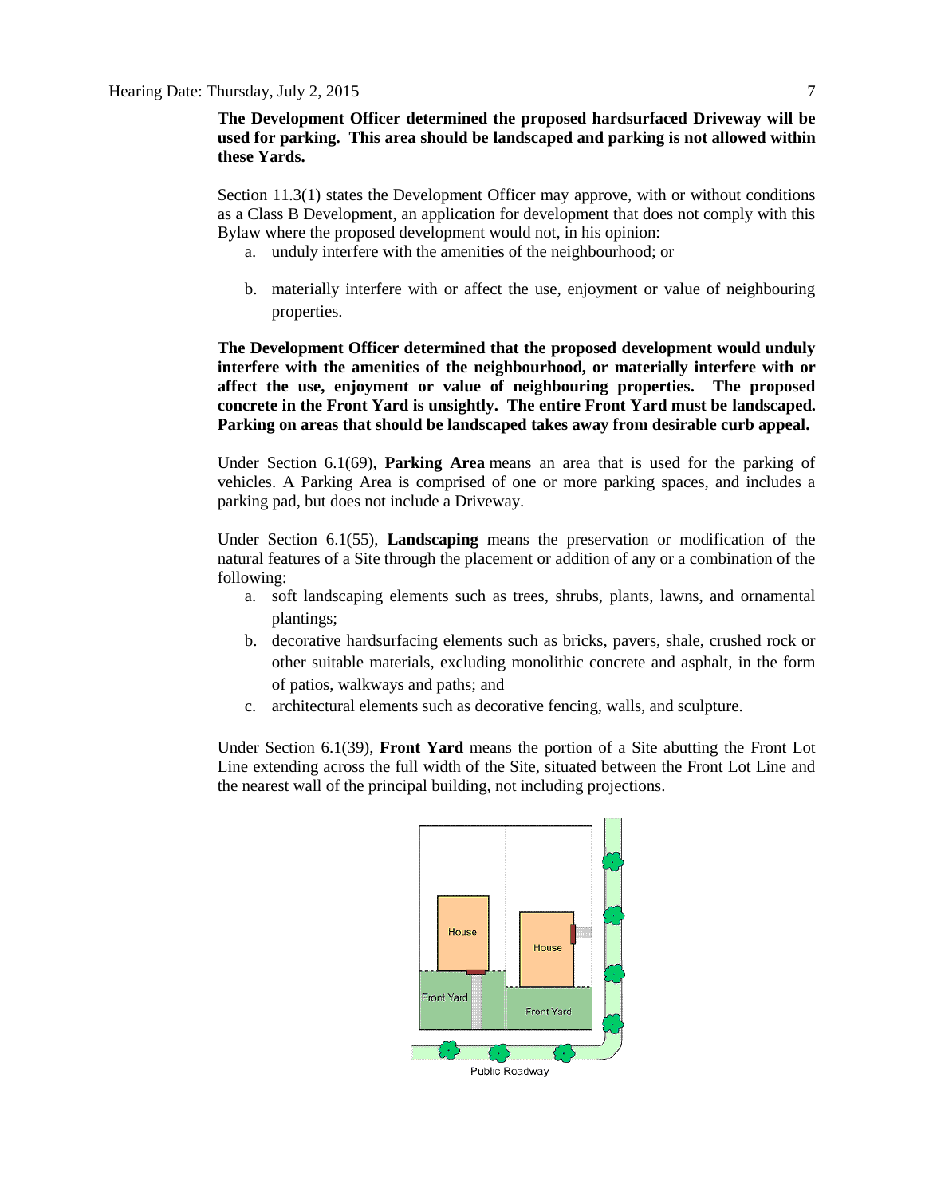**The Development Officer determined the proposed hardsurfaced Driveway will be used for parking. This area should be landscaped and parking is not allowed within these Yards.**

Section 11.3(1) states the Development Officer may approve, with or without conditions as a Class B Development, an application for development that does not comply with this Bylaw where the proposed development would not, in his opinion:

a. unduly interfere with the amenities of the neighbourhood; or

b. materially interfere with or affect the use, enjoyment or value of neighbouring properties.

**The Development Officer determined that the proposed development would unduly interfere with the amenities of the neighbourhood, or materially interfere with or affect the use, enjoyment or value of neighbouring properties. The proposed concrete in the Front Yard is unsightly. The entire Front Yard must be landscaped. Parking on areas that should be landscaped takes away from desirable curb appeal.**

Under Section 6.1(69), **Parking Area** means an area that is used for the parking of vehicles. A Parking Area is comprised of one or more parking spaces, and includes a parking pad, but does not include a Driveway.

Under Section 6.1(55), **Landscaping** means the preservation or modification of the natural features of a Site through the placement or addition of any or a combination of the following:

a. soft landscaping elements such as trees, shrubs, plants, lawns, and ornamental plantings;
b. decorative hardsurfacing elements such as bricks, pavers, shale, crushed rock or other suitable materials, excluding monolithic concrete and asphalt, in the form of patios, walkways and paths; and
c. architectural elements such as decorative fencing, walls, and sculpture.

Under Section 6.1(39), **Front Yard** means the portion of a Site abutting the Front Lot Line extending across the full width of the Site, situated between the Front Lot Line and the nearest wall of the principal building, not including projections.

House | House | Front Yard | Front Yard | Public Roadway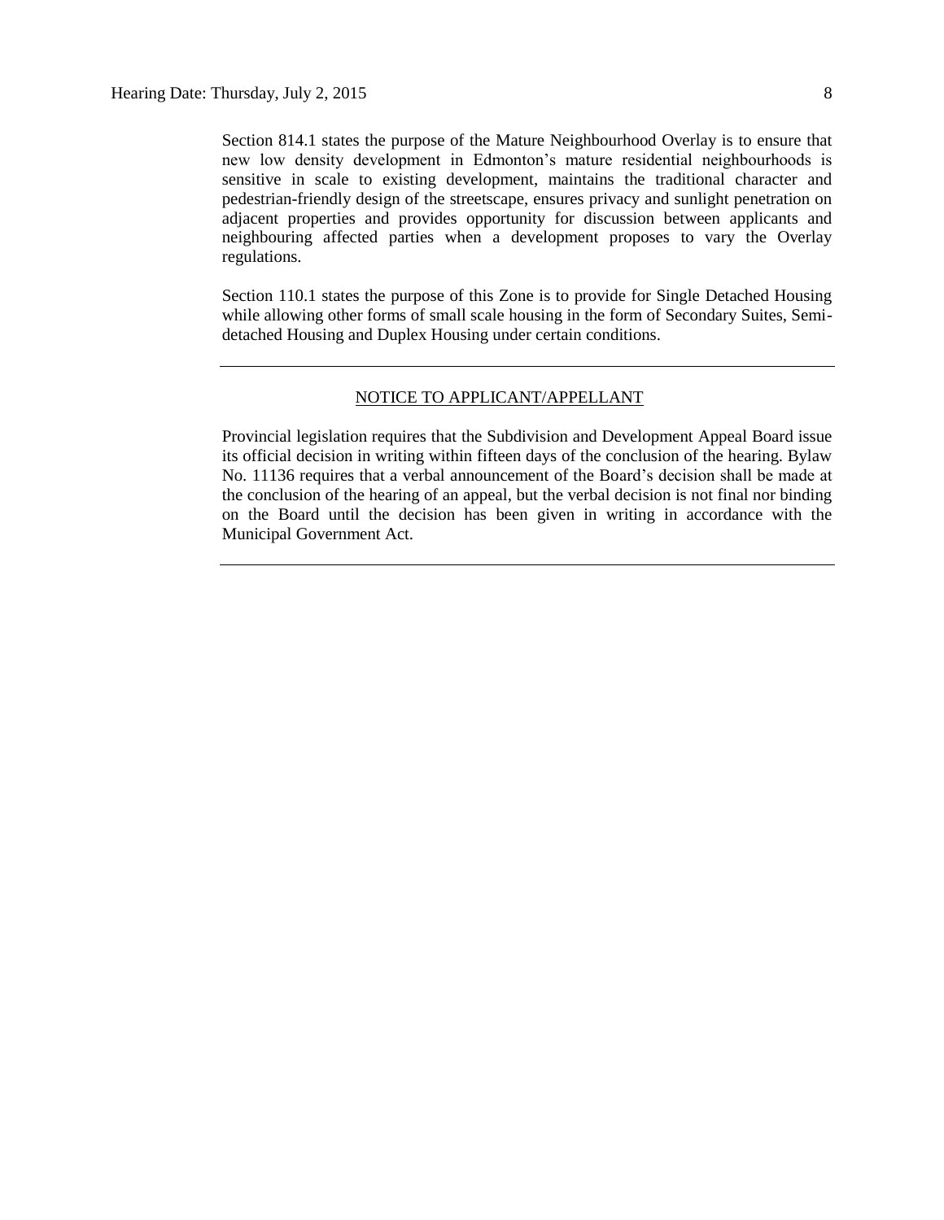Section 814.1 states the purpose of the Mature Neighbourhood Overlay is to ensure that new low density development in Edmonton's mature residential neighbourhoods is sensitive in scale to existing development, maintains the traditional character and pedestrian-friendly design of the streetscape, ensures privacy and sunlight penetration on adjacent properties and provides opportunity for discussion between applicants and neighbouring affected parties when a development proposes to vary the Overlay regulations.

Section 110.1 states the purpose of this Zone is to provide for Single Detached Housing while allowing other forms of small scale housing in the form of Secondary Suites, Semi-detached Housing and Duplex Housing under certain conditions.

---

## NOTICE TO APPLICANT/APPELLANT

Provincial legislation requires that the Subdivision and Development Appeal Board issue its official decision in writing within fifteen days of the conclusion of the hearing. Bylaw No. 11136 requires that a verbal announcement of the Board's decision shall be made at the conclusion of the hearing of an appeal, but the verbal decision is not final nor binding on the Board until the decision has been given in writing in accordance with the Municipal Government Act.

---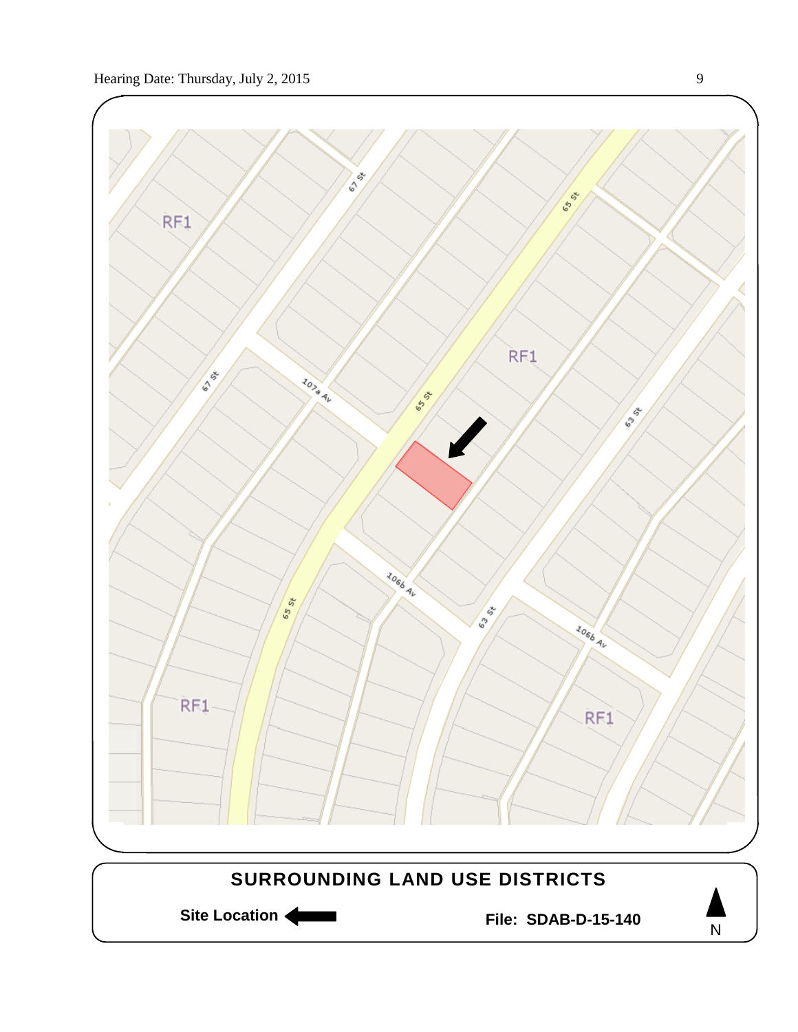RF1

67 St

65 St

107a Av

RF1

65 St

63 St

67 St

65 St

106b Av

63 St

106b Av

RF1

RF1

## SURROUNDING LAND USE DISTRICTS

**Site Location** ⬅

**File: SDAB-D-15-140**

N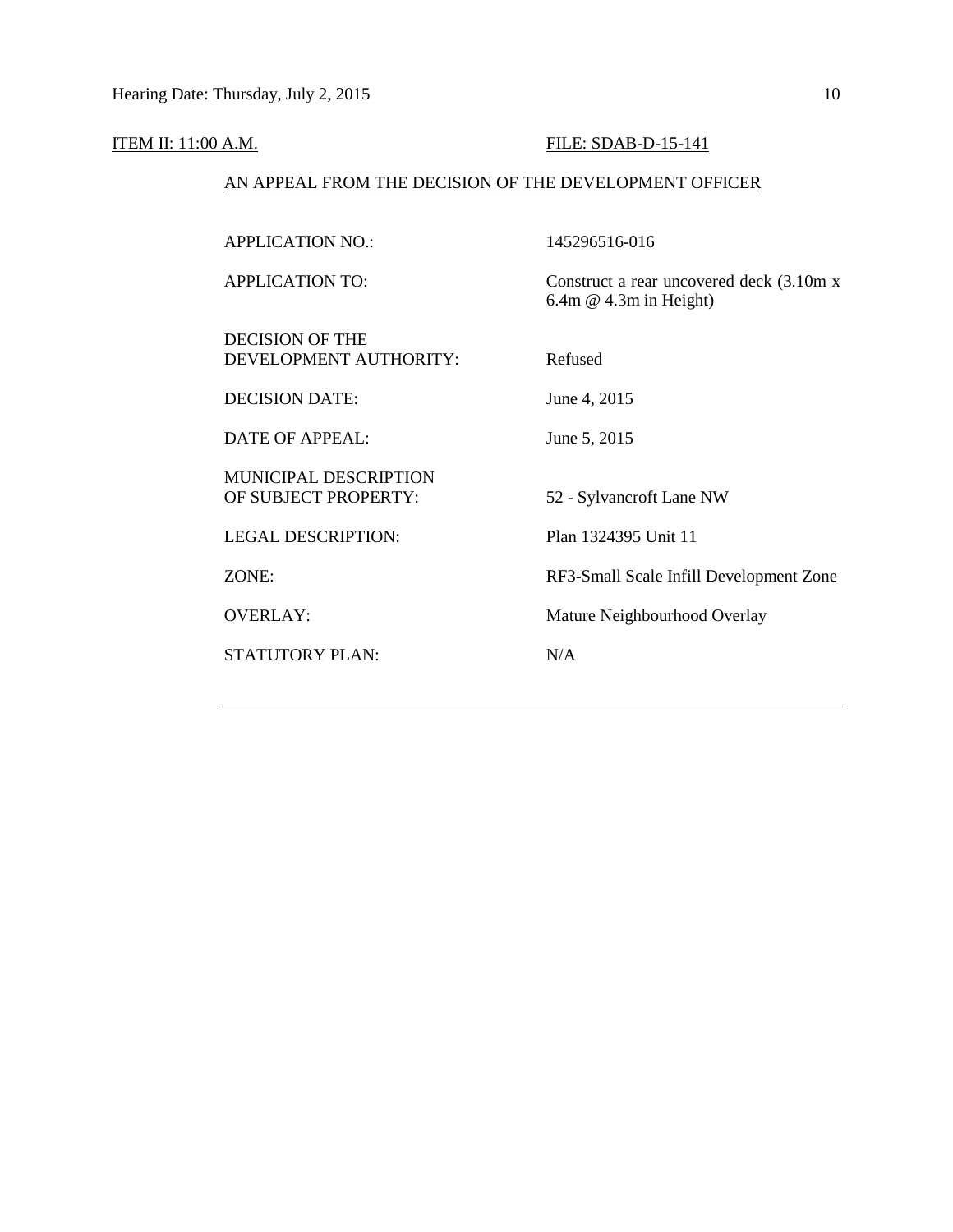ITEM II: 11:00 A.M. FILE: SDAB-D-15-141

AN APPEAL FROM THE DECISION OF THE DEVELOPMENT OFFICER

| | |
|---|---|
| APPLICATION NO.: | 145296516-016 |
| APPLICATION TO: | Construct a rear uncovered deck (3.10m x 6.4m @ 4.3m in Height) |
| DECISION OF THE DEVELOPMENT AUTHORITY: | Refused |
| DECISION DATE: | June 4, 2015 |
| DATE OF APPEAL: | June 5, 2015 |
| MUNICIPAL DESCRIPTION OF SUBJECT PROPERTY: | 52 - Sylvancroft Lane NW |
| LEGAL DESCRIPTION: | Plan 1324395 Unit 11 |
| ZONE: | RF3-Small Scale Infill Development Zone |
| OVERLAY: | Mature Neighbourhood Overlay |
| STATUTORY PLAN: | N/A |

---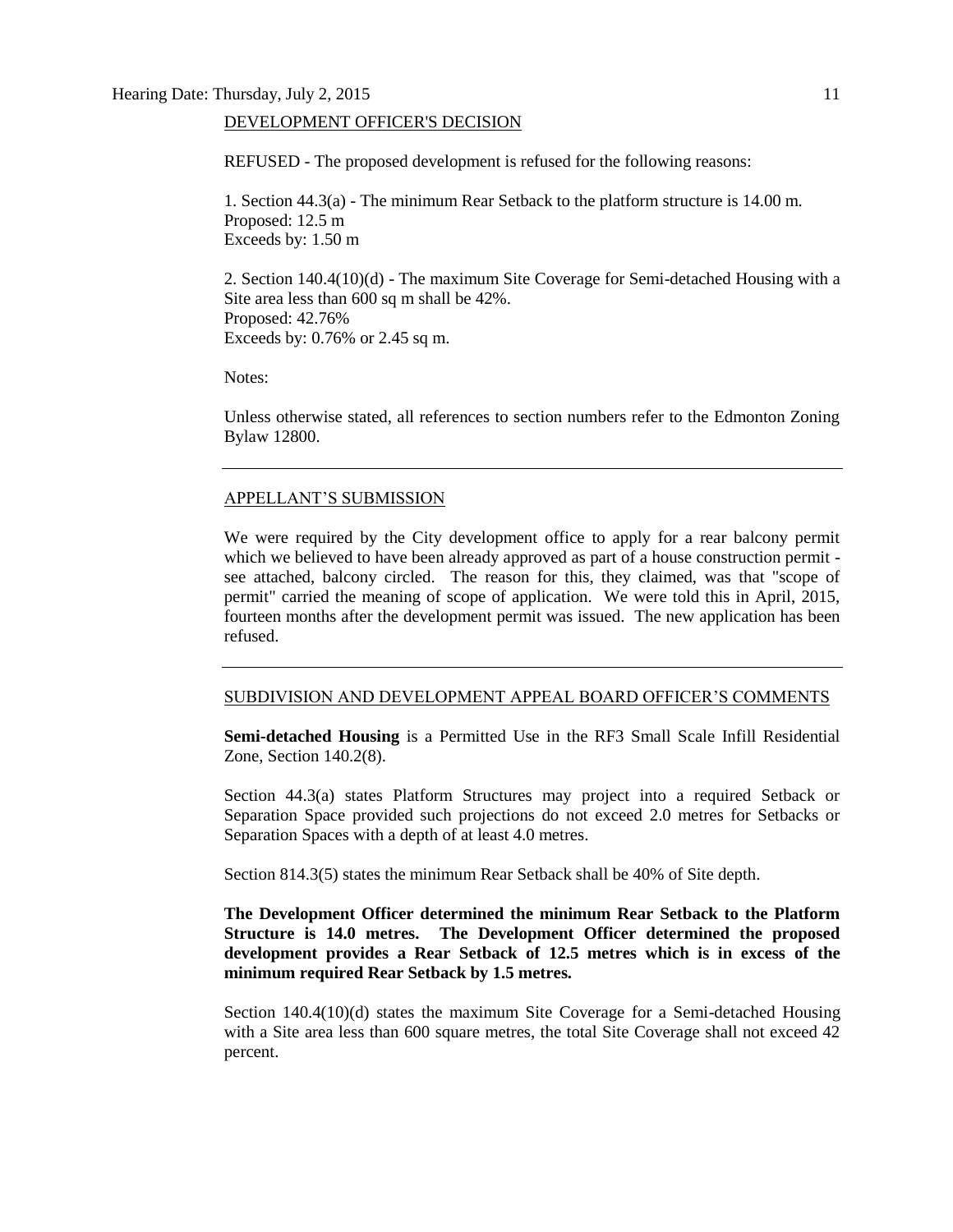DEVELOPMENT OFFICER'S DECISION

REFUSED - The proposed development is refused for the following reasons:

1. Section 44.3(a) - The minimum Rear Setback to the platform structure is 14.00 m.
Proposed: 12.5 m
Exceeds by: 1.50 m

2. Section 140.4(10)(d) - The maximum Site Coverage for Semi-detached Housing with a Site area less than 600 sq m shall be 42%.
Proposed: 42.76%
Exceeds by: 0.76% or 2.45 sq m.

Notes:

Unless otherwise stated, all references to section numbers refer to the Edmonton Zoning Bylaw 12800.

---

APPELLANT'S SUBMISSION

We were required by the City development office to apply for a rear balcony permit which we believed to have been already approved as part of a house construction permit - see attached, balcony circled. The reason for this, they claimed, was that "scope of permit" carried the meaning of scope of application. We were told this in April, 2015, fourteen months after the development permit was issued. The new application has been refused.

---

SUBDIVISION AND DEVELOPMENT APPEAL BOARD OFFICER'S COMMENTS

**Semi-detached Housing** is a Permitted Use in the RF3 Small Scale Infill Residential Zone, Section 140.2(8).

Section 44.3(a) states Platform Structures may project into a required Setback or Separation Space provided such projections do not exceed 2.0 metres for Setbacks or Separation Spaces with a depth of at least 4.0 metres.

Section 814.3(5) states the minimum Rear Setback shall be 40% of Site depth.

**The Development Officer determined the minimum Rear Setback to the Platform Structure is 14.0 metres. The Development Officer determined the proposed development provides a Rear Setback of 12.5 metres which is in excess of the minimum required Rear Setback by 1.5 metres.**

Section 140.4(10)(d) states the maximum Site Coverage for a Semi-detached Housing with a Site area less than 600 square metres, the total Site Coverage shall not exceed 42 percent.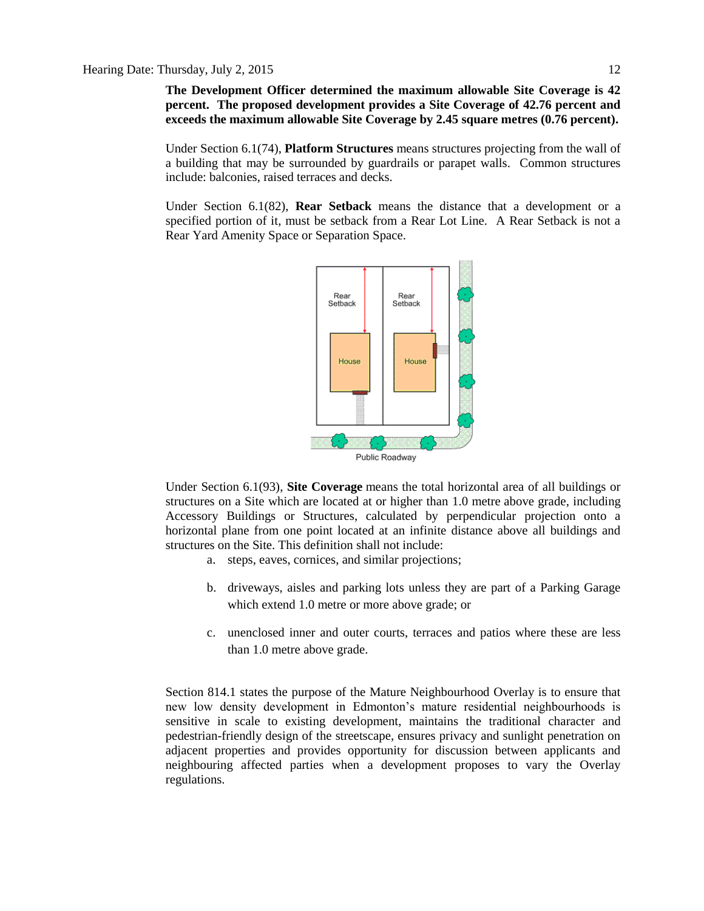**The Development Officer determined the maximum allowable Site Coverage is 42 percent. The proposed development provides a Site Coverage of 42.76 percent and exceeds the maximum allowable Site Coverage by 2.45 square metres (0.76 percent).**

Under Section 6.1(74), **Platform Structures** means structures projecting from the wall of a building that may be surrounded by guardrails or parapet walls. Common structures include: balconies, raised terraces and decks.

Under Section 6.1(82), **Rear Setback** means the distance that a development or a specified portion of it, must be setback from a Rear Lot Line. A Rear Setback is not a Rear Yard Amenity Space or Separation Space.

Under Section 6.1(93), **Site Coverage** means the total horizontal area of all buildings or structures on a Site which are located at or higher than 1.0 metre above grade, including Accessory Buildings or Structures, calculated by perpendicular projection onto a horizontal plane from one point located at an infinite distance above all buildings and structures on the Site. This definition shall not include:

a. steps, eaves, cornices, and similar projections;

b. driveways, aisles and parking lots unless they are part of a Parking Garage which extend 1.0 metre or more above grade; or

c. unenclosed inner and outer courts, terraces and patios where these are less than 1.0 metre above grade.

Section 814.1 states the purpose of the Mature Neighbourhood Overlay is to ensure that new low density development in Edmonton's mature residential neighbourhoods is sensitive in scale to existing development, maintains the traditional character and pedestrian-friendly design of the streetscape, ensures privacy and sunlight penetration on adjacent properties and provides opportunity for discussion between applicants and neighbouring affected parties when a development proposes to vary the Overlay regulations.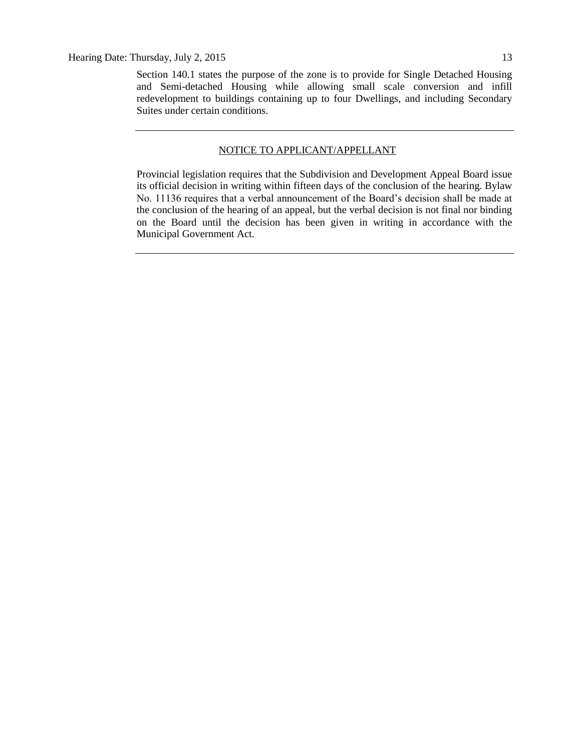Section 140.1 states the purpose of the zone is to provide for Single Detached Housing and Semi-detached Housing while allowing small scale conversion and infill redevelopment to buildings containing up to four Dwellings, and including Secondary Suites under certain conditions.

---

NOTICE TO APPLICANT/APPELLANT

Provincial legislation requires that the Subdivision and Development Appeal Board issue its official decision in writing within fifteen days of the conclusion of the hearing. Bylaw No. 11136 requires that a verbal announcement of the Board's decision shall be made at the conclusion of the hearing of an appeal, but the verbal decision is not final nor binding on the Board until the decision has been given in writing in accordance with the Municipal Government Act.

---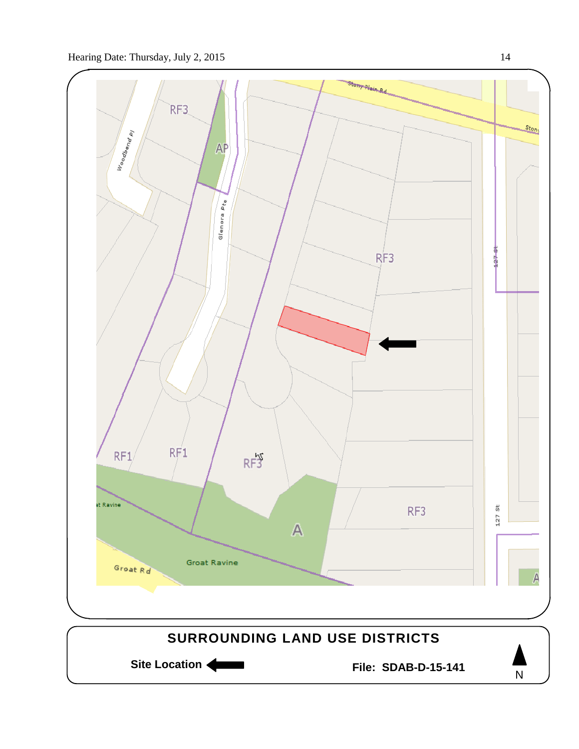RF3

AP

Woodbend Pl

Glenora Pte

Stony Plain Rd

RF3

127 St

RF1

RF1

RF3

RF3

A

Groat Ravine

Groat Rd

**SURROUNDING LAND USE DISTRICTS**

**Site Location** ⟵

**File: SDAB-D-15-141**

N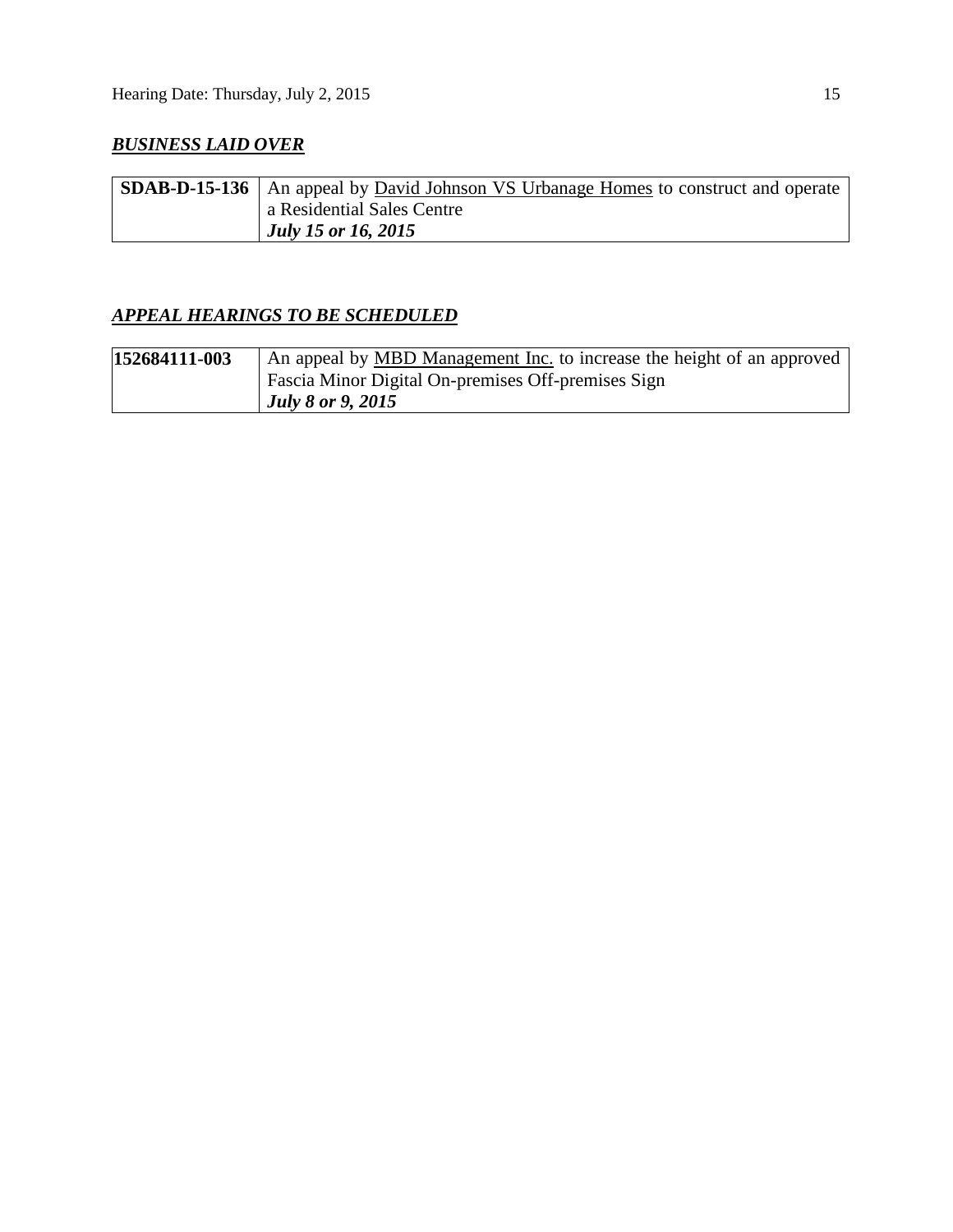***<u>BUSINESS LAID OVER</u>***

| | |
|---|---|
| **SDAB-D-15-136** | An appeal by <u>David Johnson VS Urbanage Homes</u> to construct and operate a Residential Sales Centre<br>***July 15 or 16, 2015*** |

***<u>APPEAL HEARINGS TO BE SCHEDULED</u>***

| | |
|---|---|
| **152684111-003** | An appeal by <u>MBD Management Inc.</u> to increase the height of an approved Fascia Minor Digital On-premises Off-premises Sign<br>***July 8 or 9, 2015*** |